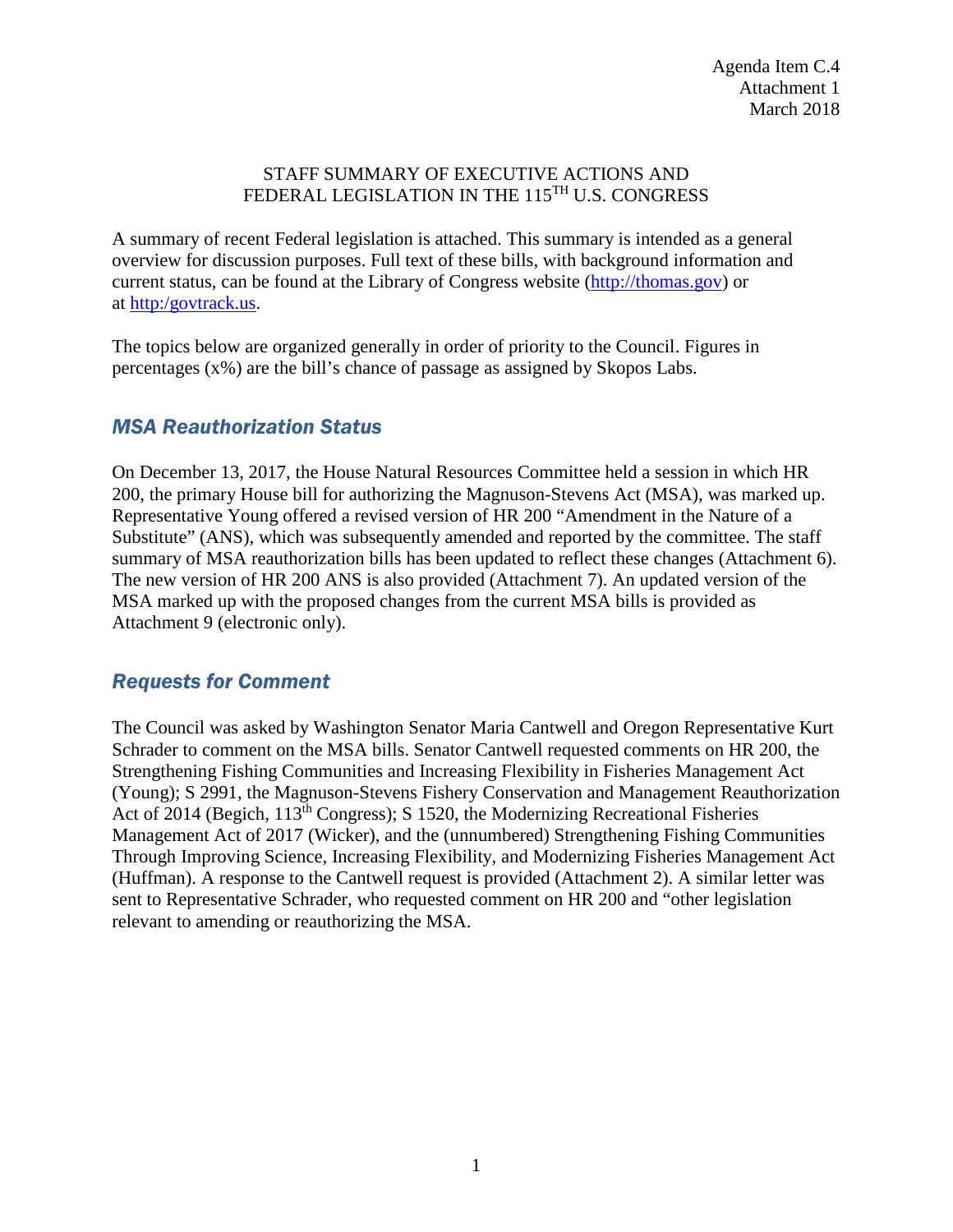Agenda Item C.4
Attachment 1
March 2018

STAFF SUMMARY OF EXECUTIVE ACTIONS AND FEDERAL LEGISLATION IN THE 115TH U.S. CONGRESS

A summary of recent Federal legislation is attached. This summary is intended as a general overview for discussion purposes. Full text of these bills, with background information and current status, can be found at the Library of Congress website (http://thomas.gov) or at http:/govtrack.us.

The topics below are organized generally in order of priority to the Council. Figures in percentages (x%) are the bill's chance of passage as assigned by Skopos Labs.

## *MSA Reauthorization Status*

On December 13, 2017, the House Natural Resources Committee held a session in which HR 200, the primary House bill for authorizing the Magnuson-Stevens Act (MSA), was marked up. Representative Young offered a revised version of HR 200 "Amendment in the Nature of a Substitute" (ANS), which was subsequently amended and reported by the committee. The staff summary of MSA reauthorization bills has been updated to reflect these changes (Attachment 6). The new version of HR 200 ANS is also provided (Attachment 7). An updated version of the MSA marked up with the proposed changes from the current MSA bills is provided as Attachment 9 (electronic only).

## *Requests for Comment*

The Council was asked by Washington Senator Maria Cantwell and Oregon Representative Kurt Schrader to comment on the MSA bills. Senator Cantwell requested comments on HR 200, the Strengthening Fishing Communities and Increasing Flexibility in Fisheries Management Act (Young); S 2991, the Magnuson-Stevens Fishery Conservation and Management Reauthorization Act of 2014 (Begich, 113th Congress); S 1520, the Modernizing Recreational Fisheries Management Act of 2017 (Wicker), and the (unnumbered) Strengthening Fishing Communities Through Improving Science, Increasing Flexibility, and Modernizing Fisheries Management Act (Huffman). A response to the Cantwell request is provided (Attachment 2). A similar letter was sent to Representative Schrader, who requested comment on HR 200 and "other legislation relevant to amending or reauthorizing the MSA.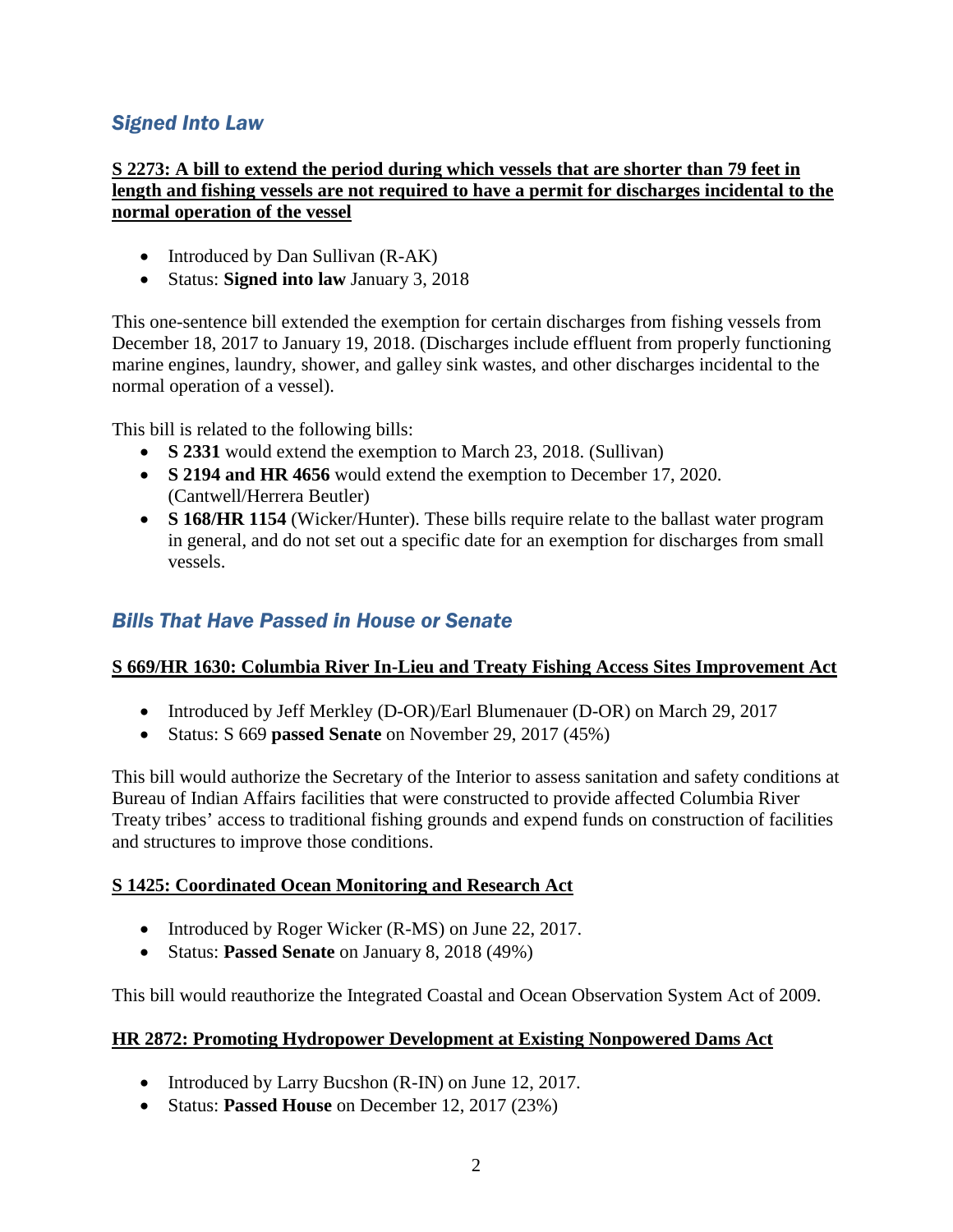## *Signed Into Law*

**S 2273: A bill to extend the period during which vessels that are shorter than 79 feet in length and fishing vessels are not required to have a permit for discharges incidental to the normal operation of the vessel**

- Introduced by Dan Sullivan (R-AK)
- Status: **Signed into law** January 3, 2018

This one-sentence bill extended the exemption for certain discharges from fishing vessels from December 18, 2017 to January 19, 2018. (Discharges include effluent from properly functioning marine engines, laundry, shower, and galley sink wastes, and other discharges incidental to the normal operation of a vessel).

This bill is related to the following bills:

- **S 2331** would extend the exemption to March 23, 2018. (Sullivan)
- **S 2194 and HR 4656** would extend the exemption to December 17, 2020. (Cantwell/Herrera Beutler)
- **S 168/HR 1154** (Wicker/Hunter). These bills require relate to the ballast water program in general, and do not set out a specific date for an exemption for discharges from small vessels.

## *Bills That Have Passed in House or Senate*

**S 669/HR 1630: Columbia River In-Lieu and Treaty Fishing Access Sites Improvement Act**

- Introduced by Jeff Merkley (D-OR)/Earl Blumenauer (D-OR) on March 29, 2017
- Status: S 669 **passed Senate** on November 29, 2017 (45%)

This bill would authorize the Secretary of the Interior to assess sanitation and safety conditions at Bureau of Indian Affairs facilities that were constructed to provide affected Columbia River Treaty tribes' access to traditional fishing grounds and expend funds on construction of facilities and structures to improve those conditions.

**S 1425: Coordinated Ocean Monitoring and Research Act**

- Introduced by Roger Wicker (R-MS) on June 22, 2017.
- Status: **Passed Senate** on January 8, 2018 (49%)

This bill would reauthorize the Integrated Coastal and Ocean Observation System Act of 2009.

**HR 2872: Promoting Hydropower Development at Existing Nonpowered Dams Act**

- Introduced by Larry Bucshon (R-IN) on June 12, 2017.
- Status: **Passed House** on December 12, 2017 (23%)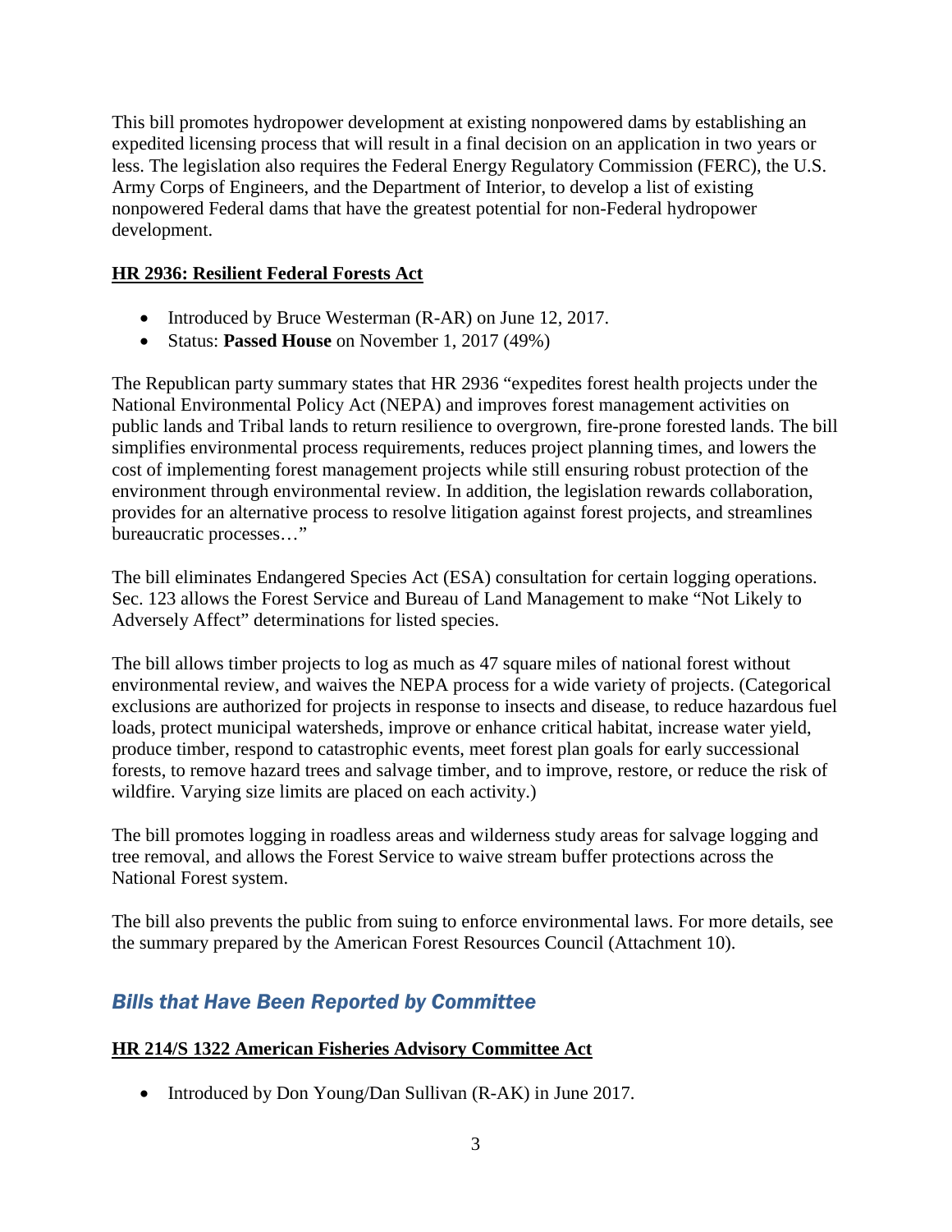This bill promotes hydropower development at existing nonpowered dams by establishing an expedited licensing process that will result in a final decision on an application in two years or less. The legislation also requires the Federal Energy Regulatory Commission (FERC), the U.S. Army Corps of Engineers, and the Department of Interior, to develop a list of existing nonpowered Federal dams that have the greatest potential for non-Federal hydropower development.

**HR 2936: Resilient Federal Forests Act**

- Introduced by Bruce Westerman (R-AR) on June 12, 2017.
- Status: **Passed House** on November 1, 2017 (49%)

The Republican party summary states that HR 2936 "expedites forest health projects under the National Environmental Policy Act (NEPA) and improves forest management activities on public lands and Tribal lands to return resilience to overgrown, fire-prone forested lands. The bill simplifies environmental process requirements, reduces project planning times, and lowers the cost of implementing forest management projects while still ensuring robust protection of the environment through environmental review. In addition, the legislation rewards collaboration, provides for an alternative process to resolve litigation against forest projects, and streamlines bureaucratic processes…"

The bill eliminates Endangered Species Act (ESA) consultation for certain logging operations. Sec. 123 allows the Forest Service and Bureau of Land Management to make "Not Likely to Adversely Affect" determinations for listed species.

The bill allows timber projects to log as much as 47 square miles of national forest without environmental review, and waives the NEPA process for a wide variety of projects. (Categorical exclusions are authorized for projects in response to insects and disease, to reduce hazardous fuel loads, protect municipal watersheds, improve or enhance critical habitat, increase water yield, produce timber, respond to catastrophic events, meet forest plan goals for early successional forests, to remove hazard trees and salvage timber, and to improve, restore, or reduce the risk of wildfire. Varying size limits are placed on each activity.)

The bill promotes logging in roadless areas and wilderness study areas for salvage logging and tree removal, and allows the Forest Service to waive stream buffer protections across the National Forest system.

The bill also prevents the public from suing to enforce environmental laws. For more details, see the summary prepared by the American Forest Resources Council (Attachment 10).

## *Bills that Have Been Reported by Committee*

**HR 214/S 1322 American Fisheries Advisory Committee Act**

- Introduced by Don Young/Dan Sullivan (R-AK) in June 2017.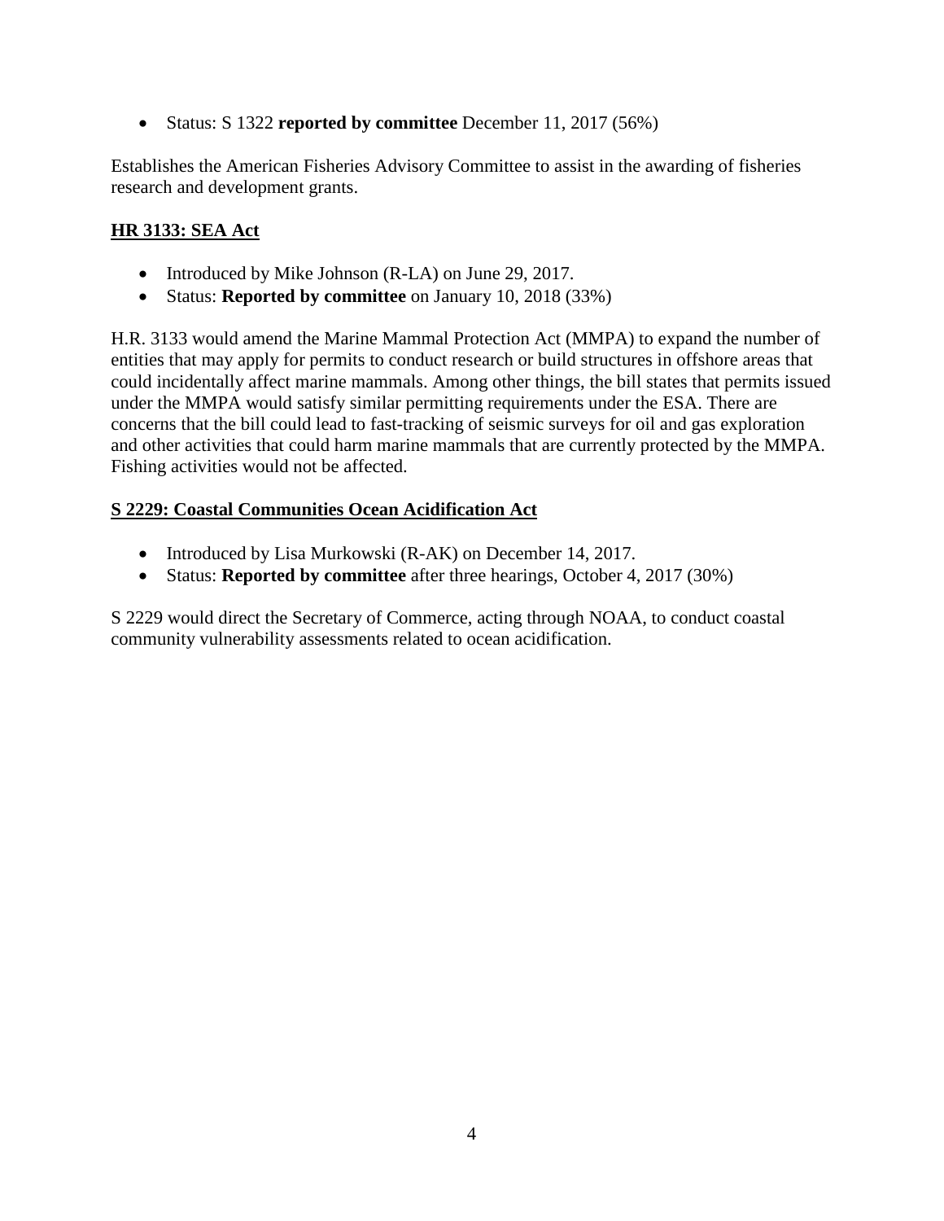- Status: S 1322 **reported by committee** December 11, 2017 (56%)

Establishes the American Fisheries Advisory Committee to assist in the awarding of fisheries research and development grants.

## **HR 3133: SEA Act**

- Introduced by Mike Johnson (R-LA) on June 29, 2017.
- Status: **Reported by committee** on January 10, 2018 (33%)

H.R. 3133 would amend the Marine Mammal Protection Act (MMPA) to expand the number of entities that may apply for permits to conduct research or build structures in offshore areas that could incidentally affect marine mammals. Among other things, the bill states that permits issued under the MMPA would satisfy similar permitting requirements under the ESA. There are concerns that the bill could lead to fast-tracking of seismic surveys for oil and gas exploration and other activities that could harm marine mammals that are currently protected by the MMPA. Fishing activities would not be affected.

## **S 2229: Coastal Communities Ocean Acidification Act**

- Introduced by Lisa Murkowski (R-AK) on December 14, 2017.
- Status: **Reported by committee** after three hearings, October 4, 2017 (30%)

S 2229 would direct the Secretary of Commerce, acting through NOAA, to conduct coastal community vulnerability assessments related to ocean acidification.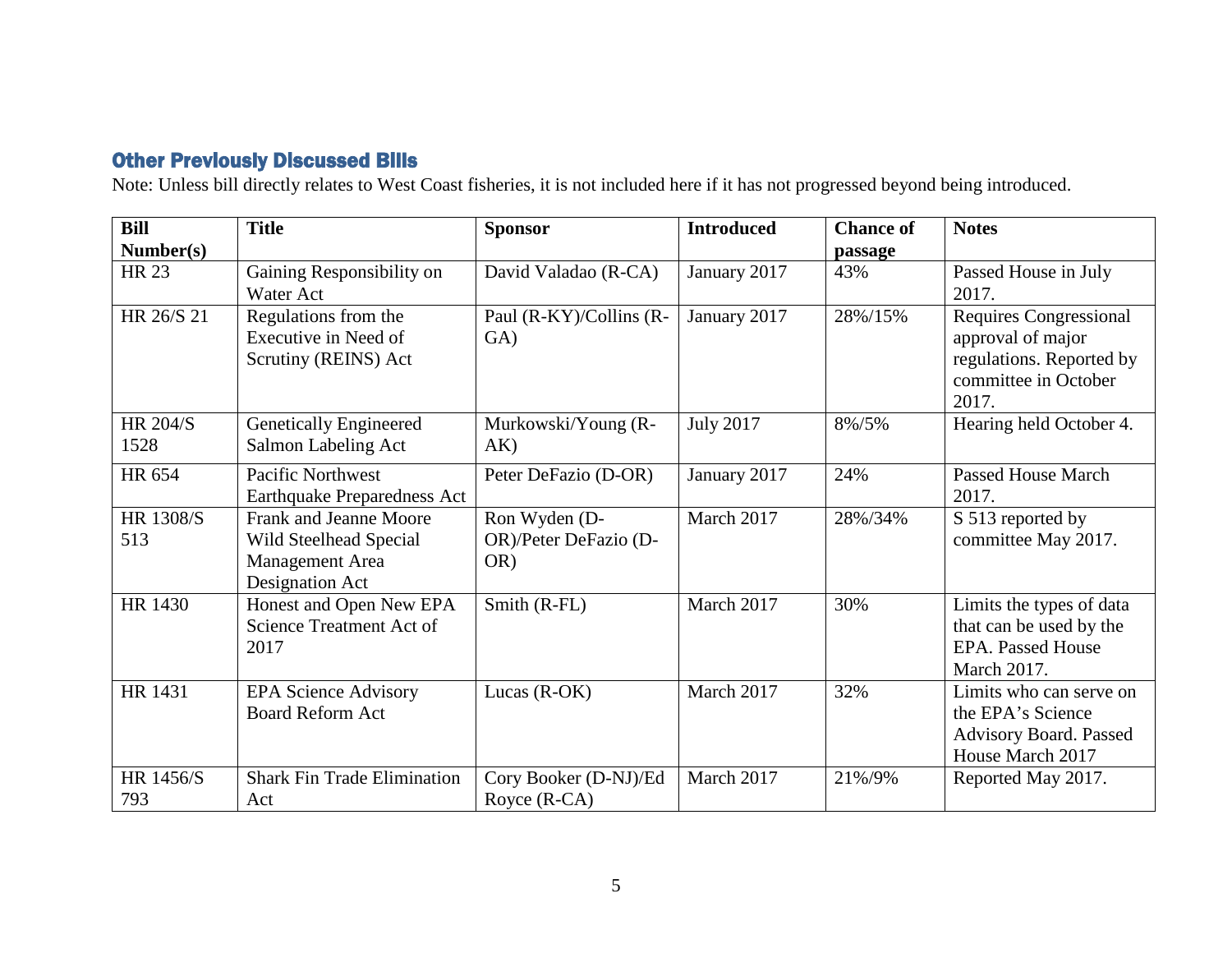## Other Previously Discussed Bills

Note: Unless bill directly relates to West Coast fisheries, it is not included here if it has not progressed beyond being introduced.

| Bill Number(s) | Title | Sponsor | Introduced | Chance of passage | Notes |
|---|---|---|---|---|---|
| HR 23 | Gaining Responsibility on Water Act | David Valadao (R-CA) | January 2017 | 43% | Passed House in July 2017. |
| HR 26/S 21 | Regulations from the Executive in Need of Scrutiny (REINS) Act | Paul (R-KY)/Collins (R-GA) | January 2017 | 28%/15% | Requires Congressional approval of major regulations. Reported by committee in October 2017. |
| HR 204/S 1528 | Genetically Engineered Salmon Labeling Act | Murkowski/Young (R-AK) | July 2017 | 8%/5% | Hearing held October 4. |
| HR 654 | Pacific Northwest Earthquake Preparedness Act | Peter DeFazio (D-OR) | January 2017 | 24% | Passed House March 2017. |
| HR 1308/S 513 | Frank and Jeanne Moore Wild Steelhead Special Management Area Designation Act | Ron Wyden (D-OR)/Peter DeFazio (D-OR) | March 2017 | 28%/34% | S 513 reported by committee May 2017. |
| HR 1430 | Honest and Open New EPA Science Treatment Act of 2017 | Smith (R-FL) | March 2017 | 30% | Limits the types of data that can be used by the EPA. Passed House March 2017. |
| HR 1431 | EPA Science Advisory Board Reform Act | Lucas (R-OK) | March 2017 | 32% | Limits who can serve on the EPA's Science Advisory Board. Passed House March 2017 |
| HR 1456/S 793 | Shark Fin Trade Elimination Act | Cory Booker (D-NJ)/Ed Royce (R-CA) | March 2017 | 21%/9% | Reported May 2017. |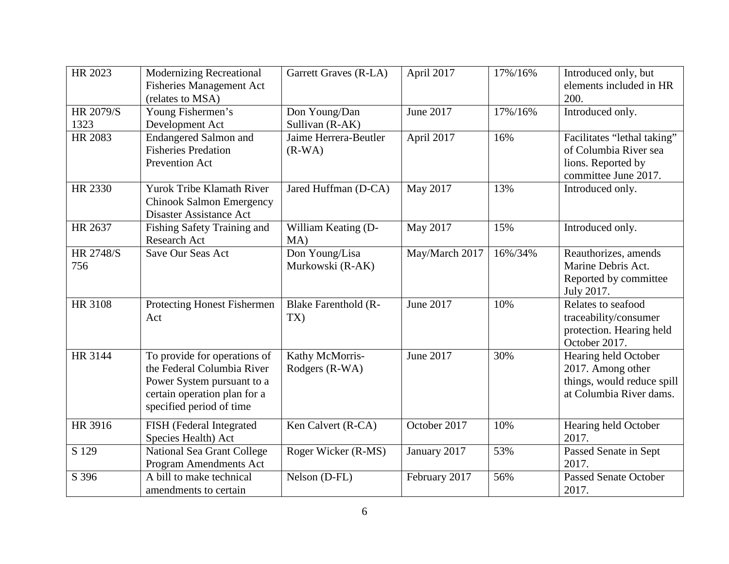| | | | | | |
|---|---|---|---|---|---|
| HR 2023 | Modernizing Recreational Fisheries Management Act (relates to MSA) | Garrett Graves (R-LA) | April 2017 | 17%/16% | Introduced only, but elements included in HR 200. |
| HR 2079/S 1323 | Young Fishermen's Development Act | Don Young/Dan Sullivan (R-AK) | June 2017 | 17%/16% | Introduced only. |
| HR 2083 | Endangered Salmon and Fisheries Predation Prevention Act | Jaime Herrera-Beutler (R-WA) | April 2017 | 16% | Facilitates "lethal taking" of Columbia River sea lions. Reported by committee June 2017. |
| HR 2330 | Yurok Tribe Klamath River Chinook Salmon Emergency Disaster Assistance Act | Jared Huffman (D-CA) | May 2017 | 13% | Introduced only. |
| HR 2637 | Fishing Safety Training and Research Act | William Keating (D-MA) | May 2017 | 15% | Introduced only. |
| HR 2748/S 756 | Save Our Seas Act | Don Young/Lisa Murkowski (R-AK) | May/March 2017 | 16%/34% | Reauthorizes, amends Marine Debris Act. Reported by committee July 2017. |
| HR 3108 | Protecting Honest Fishermen Act | Blake Farenthold (R-TX) | June 2017 | 10% | Relates to seafood traceability/consumer protection. Hearing held October 2017. |
| HR 3144 | To provide for operations of the Federal Columbia River Power System pursuant to a certain operation plan for a specified period of time | Kathy McMorris-Rodgers (R-WA) | June 2017 | 30% | Hearing held October 2017. Among other things, would reduce spill at Columbia River dams. |
| HR 3916 | FISH (Federal Integrated Species Health) Act | Ken Calvert (R-CA) | October 2017 | 10% | Hearing held October 2017. |
| S 129 | National Sea Grant College Program Amendments Act | Roger Wicker (R-MS) | January 2017 | 53% | Passed Senate in Sept 2017. |
| S 396 | A bill to make technical amendments to certain | Nelson (D-FL) | February 2017 | 56% | Passed Senate October 2017. |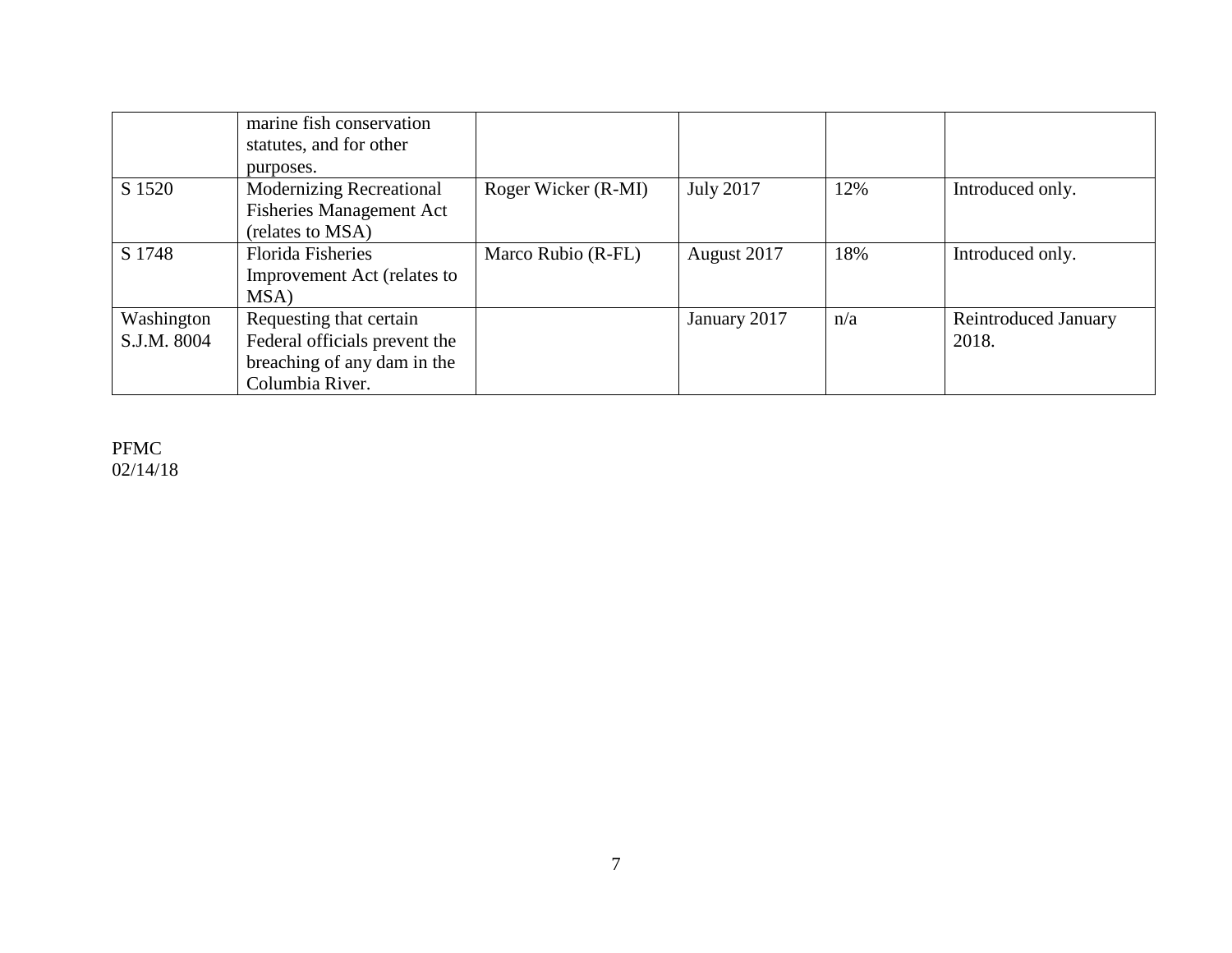| | | | | | |
|---|---|---|---|---|---|
| | marine fish conservation statutes, and for other purposes. | | | | |
| S 1520 | Modernizing Recreational Fisheries Management Act (relates to MSA) | Roger Wicker (R-MI) | July 2017 | 12% | Introduced only. |
| S 1748 | Florida Fisheries Improvement Act (relates to MSA) | Marco Rubio (R-FL) | August 2017 | 18% | Introduced only. |
| Washington S.J.M. 8004 | Requesting that certain Federal officials prevent the breaching of any dam in the Columbia River. | | January 2017 | n/a | Reintroduced January 2018. |

PFMC
02/14/18